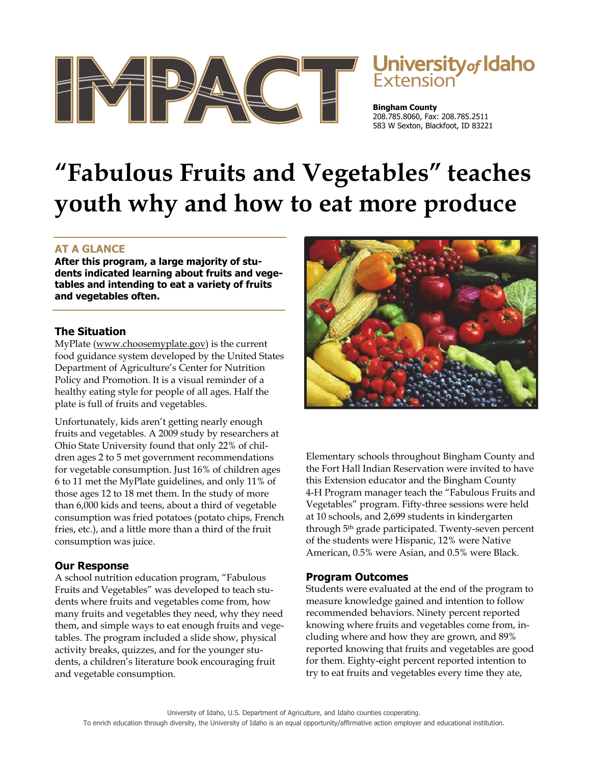# IMPACT

**University of Idaho Extension**

**Bingham County**
208.785.8060, Fax: 208.785.2511
583 W Sexton, Blackfoot, ID 83221

# "Fabulous Fruits and Vegetables" teaches youth why and how to eat more produce

## AT A GLANCE

**After this program, a large majority of students indicated learning about fruits and vegetables and intending to eat a variety of fruits and vegetables often.**

## The Situation

MyPlate (www.choosemyplate.gov) is the current food guidance system developed by the United States Department of Agriculture's Center for Nutrition Policy and Promotion. It is a visual reminder of a healthy eating style for people of all ages. Half the plate is full of fruits and vegetables.

Unfortunately, kids aren't getting nearly enough fruits and vegetables. A 2009 study by researchers at Ohio State University found that only 22% of children ages 2 to 5 met government recommendations for vegetable consumption. Just 16% of children ages 6 to 11 met the MyPlate guidelines, and only 11% of those ages 12 to 18 met them. In the study of more than 6,000 kids and teens, about a third of vegetable consumption was fried potatoes (potato chips, French fries, etc.), and a little more than a third of the fruit consumption was juice.

## Our Response

A school nutrition education program, "Fabulous Fruits and Vegetables" was developed to teach students where fruits and vegetables come from, how many fruits and vegetables they need, why they need them, and simple ways to eat enough fruits and vegetables. The program included a slide show, physical activity breaks, quizzes, and for the younger students, a children's literature book encouraging fruit and vegetable consumption.

Elementary schools throughout Bingham County and the Fort Hall Indian Reservation were invited to have this Extension educator and the Bingham County 4-H Program manager teach the "Fabulous Fruits and Vegetables" program. Fifty-three sessions were held at 10 schools, and 2,699 students in kindergarten through 5th grade participated. Twenty-seven percent of the students were Hispanic, 12% were Native American, 0.5% were Asian, and 0.5% were Black.

## Program Outcomes

Students were evaluated at the end of the program to measure knowledge gained and intention to follow recommended behaviors. Ninety percent reported knowing where fruits and vegetables come from, including where and how they are grown, and 89% reported knowing that fruits and vegetables are good for them. Eighty-eight percent reported intention to try to eat fruits and vegetables every time they ate,

University of Idaho, U.S. Department of Agriculture, and Idaho counties cooperating.
To enrich education through diversity, the University of Idaho is an equal opportunity/affirmative action employer and educational institution.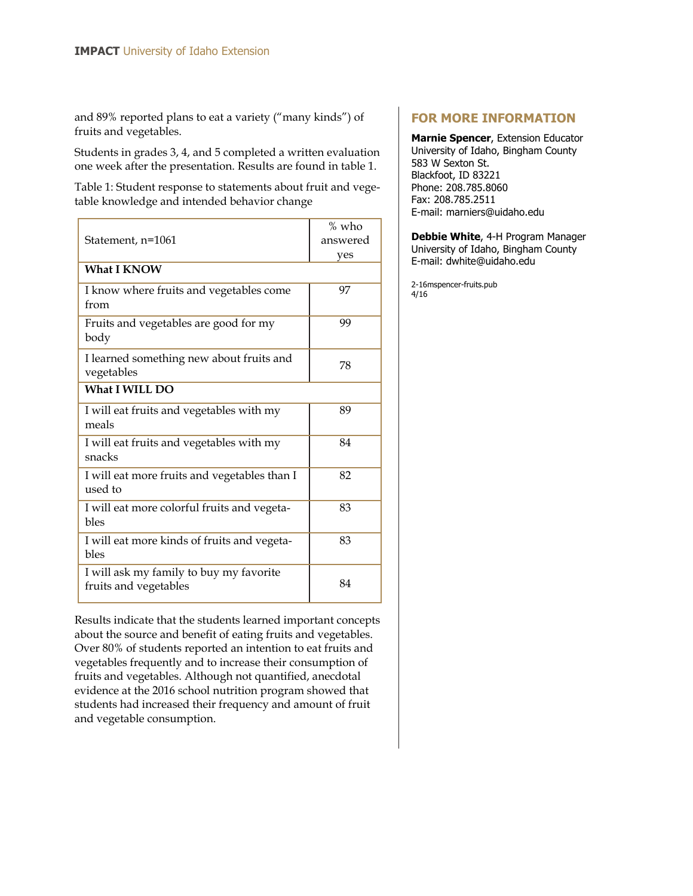and 89% reported plans to eat a variety ("many kinds") of fruits and vegetables.

Students in grades 3, 4, and 5 completed a written evaluation one week after the presentation. Results are found in table 1.

Table 1: Student response to statements about fruit and vegetable knowledge and intended behavior change

| Statement, n=1061 | % who answered yes |
|---|---|
| **What I KNOW** | |
| I know where fruits and vegetables come from | 97 |
| Fruits and vegetables are good for my body | 99 |
| I learned something new about fruits and vegetables | 78 |
| **What I WILL DO** | |
| I will eat fruits and vegetables with my meals | 89 |
| I will eat fruits and vegetables with my snacks | 84 |
| I will eat more fruits and vegetables than I used to | 82 |
| I will eat more colorful fruits and vegetables | 83 |
| I will eat more kinds of fruits and vegetables | 83 |
| I will ask my family to buy my favorite fruits and vegetables | 84 |

Results indicate that the students learned important concepts about the source and benefit of eating fruits and vegetables. Over 80% of students reported an intention to eat fruits and vegetables frequently and to increase their consumption of fruits and vegetables. Although not quantified, anecdotal evidence at the 2016 school nutrition program showed that students had increased their frequency and amount of fruit and vegetable consumption.

## FOR MORE INFORMATION

**Marnie Spencer**, Extension Educator
University of Idaho, Bingham County
583 W Sexton St.
Blackfoot, ID 83221
Phone: 208.785.8060
Fax: 208.785.2511
E-mail: marniers@uidaho.edu

**Debbie White**, 4-H Program Manager
University of Idaho, Bingham County
E-mail: dwhite@uidaho.edu

2-16mspencer-fruits.pub
4/16